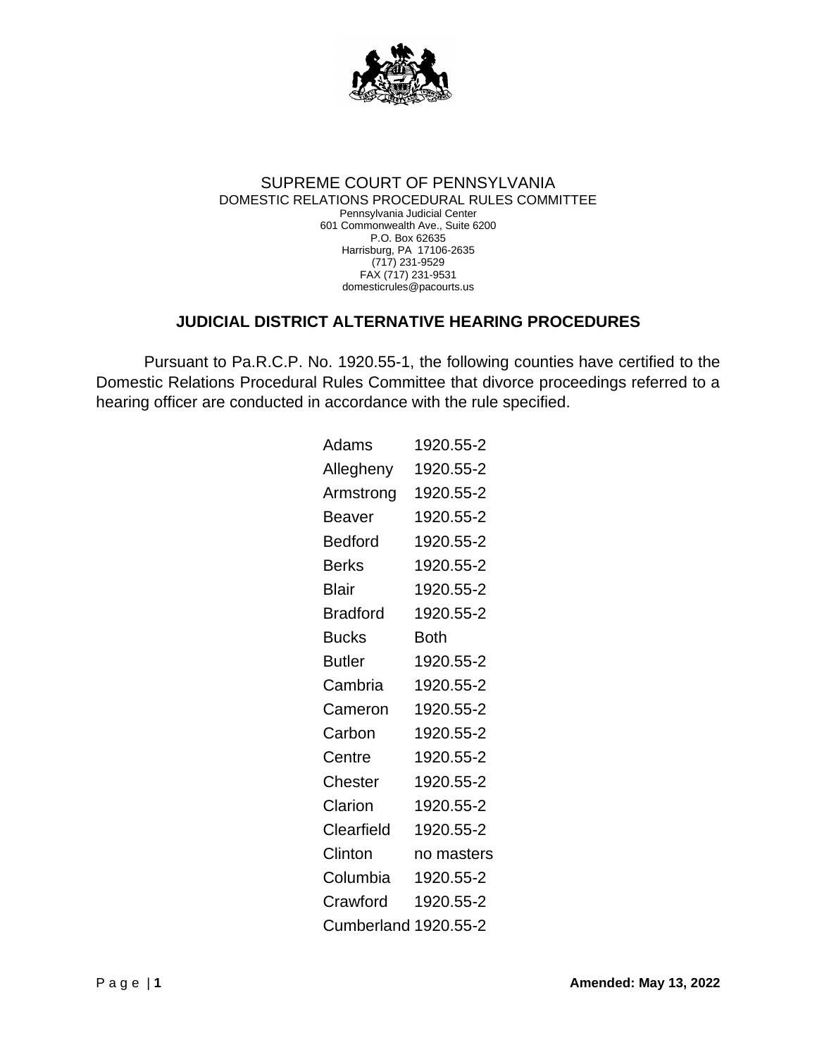SUPREME COURT OF PENNSYLVANIA
DOMESTIC RELATIONS PROCEDURAL RULES COMMITTEE
Pennsylvania Judicial Center
601 Commonwealth Ave., Suite 6200
P.O. Box 62635
Harrisburg, PA 17106-2635
(717) 231-9529
FAX (717) 231-9531
domesticrules@pacourts.us

## JUDICIAL DISTRICT ALTERNATIVE HEARING PROCEDURES

Pursuant to Pa.R.C.P. No. 1920.55-1, the following counties have certified to the Domestic Relations Procedural Rules Committee that divorce proceedings referred to a hearing officer are conducted in accordance with the rule specified.

| | |
|---|---|
| Adams | 1920.55-2 |
| Allegheny | 1920.55-2 |
| Armstrong | 1920.55-2 |
| Beaver | 1920.55-2 |
| Bedford | 1920.55-2 |
| Berks | 1920.55-2 |
| Blair | 1920.55-2 |
| Bradford | 1920.55-2 |
| Bucks | Both |
| Butler | 1920.55-2 |
| Cambria | 1920.55-2 |
| Cameron | 1920.55-2 |
| Carbon | 1920.55-2 |
| Centre | 1920.55-2 |
| Chester | 1920.55-2 |
| Clarion | 1920.55-2 |
| Clearfield | 1920.55-2 |
| Clinton | no masters |
| Columbia | 1920.55-2 |
| Crawford | 1920.55-2 |
| Cumberland | 1920.55-2 |

Amended: May 13, 2022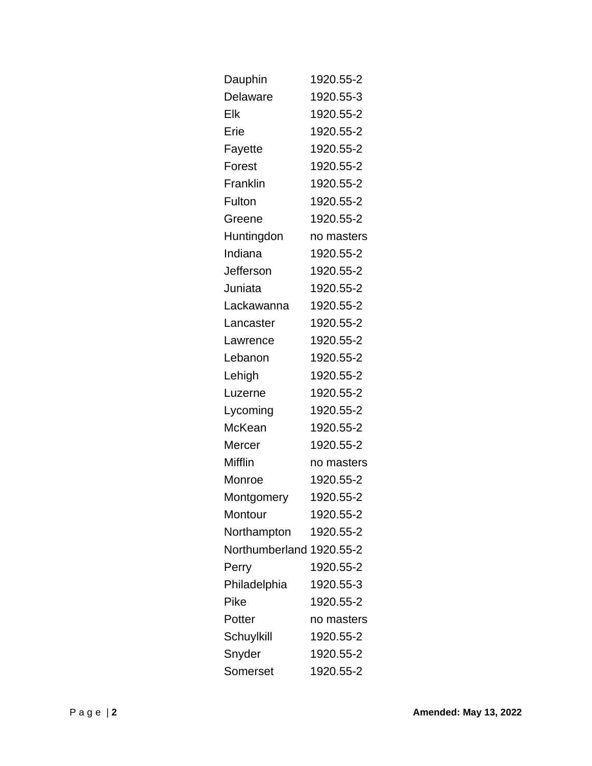| | |
|---|---|
| Dauphin | 1920.55-2 |
| Delaware | 1920.55-3 |
| Elk | 1920.55-2 |
| Erie | 1920.55-2 |
| Fayette | 1920.55-2 |
| Forest | 1920.55-2 |
| Franklin | 1920.55-2 |
| Fulton | 1920.55-2 |
| Greene | 1920.55-2 |
| Huntingdon | no masters |
| Indiana | 1920.55-2 |
| Jefferson | 1920.55-2 |
| Juniata | 1920.55-2 |
| Lackawanna | 1920.55-2 |
| Lancaster | 1920.55-2 |
| Lawrence | 1920.55-2 |
| Lebanon | 1920.55-2 |
| Lehigh | 1920.55-2 |
| Luzerne | 1920.55-2 |
| Lycoming | 1920.55-2 |
| McKean | 1920.55-2 |
| Mercer | 1920.55-2 |
| Mifflin | no masters |
| Monroe | 1920.55-2 |
| Montgomery | 1920.55-2 |
| Montour | 1920.55-2 |
| Northampton | 1920.55-2 |
| Northumberland | 1920.55-2 |
| Perry | 1920.55-2 |
| Philadelphia | 1920.55-3 |
| Pike | 1920.55-2 |
| Potter | no masters |
| Schuylkill | 1920.55-2 |
| Snyder | 1920.55-2 |
| Somerset | 1920.55-2 |

**Amended: May 13, 2022**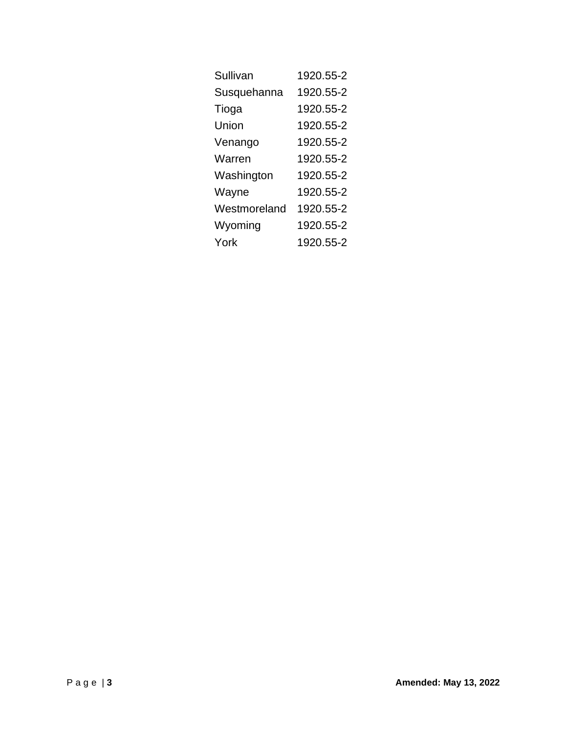| | |
|---|---|
| Sullivan | 1920.55-2 |
| Susquehanna | 1920.55-2 |
| Tioga | 1920.55-2 |
| Union | 1920.55-2 |
| Venango | 1920.55-2 |
| Warren | 1920.55-2 |
| Washington | 1920.55-2 |
| Wayne | 1920.55-2 |
| Westmoreland | 1920.55-2 |
| Wyoming | 1920.55-2 |
| York | 1920.55-2 |